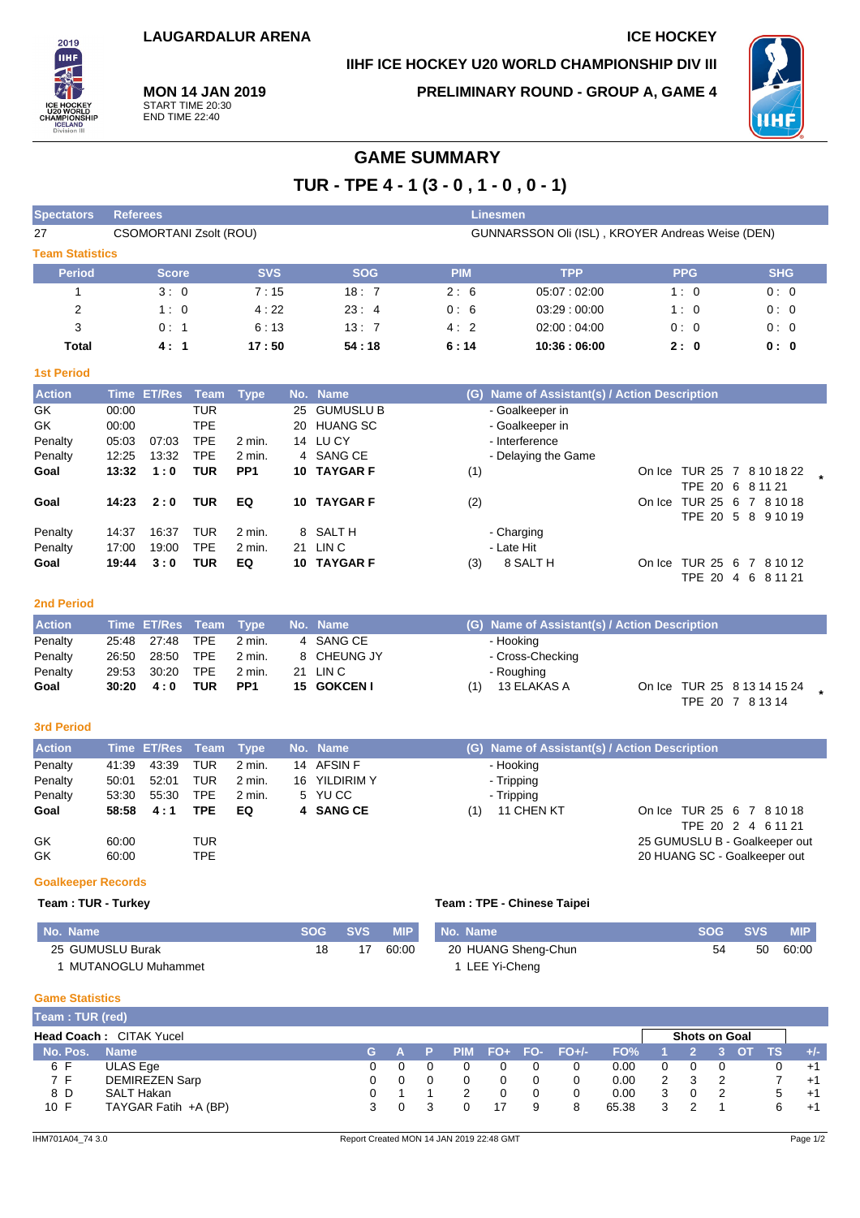LAUGARDALUR ARENA

ICE HOCKEY

IIHF ICE HOCKEY U20 WORLD CHAMPIONSHIP DIV III

**MON 14 JAN 2019**
START TIME 20:30
END TIME 22:40

PRELIMINARY ROUND - GROUP A, GAME 4

# GAME SUMMARY

## TUR - TPE 4 - 1 (3 - 0 , 1 - 0 , 0 - 1)

| Spectators | Referees | Linesmen |
|---|---|---|
| 27 | CSOMORTANI Zsolt (ROU) | GUNNARSSON Oli (ISL) , KROYER Andreas Weise (DEN) |

### Team Statistics

| Period | Score | SVS | SOG | PIM | TPP | PPG | SHG |
|---|---|---|---|---|---|---|---|
| 1 | 3 : 0 | 7 : 15 | 18 : 7 | 2 : 6 | 05:07 : 02:00 | 1 : 0 | 0 : 0 |
| 2 | 1 : 0 | 4 : 22 | 23 : 4 | 0 : 6 | 03:29 : 00:00 | 1 : 0 | 0 : 0 |
| 3 | 0 : 1 | 6 : 13 | 13 : 7 | 4 : 2 | 02:00 : 04:00 | 0 : 0 | 0 : 0 |
| **Total** | **4 : 1** | **17 : 50** | **54 : 18** | **6 : 14** | **10:36 : 06:00** | **2 : 0** | **0 : 0** |

### 1st Period

| Action | Time | ET/Res | Team | Type | No. | Name | (G) | Name of Assistant(s) / Action Description | On Ice |
|---|---|---|---|---|---|---|---|---|---|
| GK | 00:00 | | TUR | | 25 | GUMUSLU B | | - Goalkeeper in | |
| GK | 00:00 | | TPE | | 20 | HUANG SC | | - Goalkeeper in | |
| Penalty | 05:03 | 07:03 | TPE | 2 min. | 14 | LU CY | | - Interference | |
| Penalty | 12:25 | 13:32 | TPE | 2 min. | 4 | SANG CE | | - Delaying the Game | |
| **Goal** | **13:32** | **1 : 0** | **TUR** | **PP1** | **10** | **TAYGAR F** | (1) | | TUR 25 7 8 10 18 22 * / TPE 20 6 8 11 21 |
| **Goal** | **14:23** | **2 : 0** | **TUR** | **EQ** | **10** | **TAYGAR F** | (2) | | TUR 25 6 7 8 10 18 / TPE 20 5 8 9 10 19 |
| Penalty | 14:37 | 16:37 | TUR | 2 min. | 8 | SALT H | | - Charging | |
| Penalty | 17:00 | 19:00 | TPE | 2 min. | 21 | LIN C | | - Late Hit | |
| **Goal** | **19:44** | **3 : 0** | **TUR** | **EQ** | **10** | **TAYGAR F** | (3) | 8 SALT H | TUR 25 6 7 8 10 12 / TPE 20 4 6 8 11 21 |

### 2nd Period

| Action | Time | ET/Res | Team | Type | No. | Name | (G) | Name of Assistant(s) / Action Description | On Ice |
|---|---|---|---|---|---|---|---|---|---|
| Penalty | 25:48 | 27:48 | TPE | 2 min. | 4 | SANG CE | | - Hooking | |
| Penalty | 26:50 | 28:50 | TPE | 2 min. | 8 | CHEUNG JY | | - Cross-Checking | |
| Penalty | 29:53 | 30:20 | TPE | 2 min. | 21 | LIN C | | - Roughing | |
| **Goal** | **30:20** | **4 : 0** | **TUR** | **PP1** | **15** | **GOKCEN I** | (1) | 13 ELAKAS A | TUR 25 8 13 14 15 24 * / TPE 20 7 8 13 14 |

### 3rd Period

| Action | Time | ET/Res | Team | Type | No. | Name | (G) | Name of Assistant(s) / Action Description | On Ice |
|---|---|---|---|---|---|---|---|---|---|
| Penalty | 41:39 | 43:39 | TUR | 2 min. | 14 | AFSIN F | | - Hooking | |
| Penalty | 50:01 | 52:01 | TUR | 2 min. | 16 | YILDIRIM Y | | - Tripping | |
| Penalty | 53:30 | 55:30 | TPE | 2 min. | 5 | YU CC | | - Tripping | |
| **Goal** | **58:58** | **4 : 1** | **TPE** | **EQ** | **4** | **SANG CE** | (1) | 11 CHEN KT | TUR 25 6 7 8 10 18 / TPE 20 2 4 6 11 21 |
| GK | 60:00 | | TUR | | | | | | 25 GUMUSLU B - Goalkeeper out |
| GK | 60:00 | | TPE | | | | | | 20 HUANG SC - Goalkeeper out |

### Goalkeeper Records

**Team : TUR - Turkey**

| No. Name | SOG | SVS | MIP |
|---|---|---|---|
| 25 GUMUSLU Burak | 18 | 17 | 60:00 |
| 1 MUTANOGLU Muhammet | | | |

**Team : TPE - Chinese Taipei**

| No. Name | SOG | SVS | MIP |
|---|---|---|---|
| 20 HUANG Sheng-Chun | 54 | 50 | 60:00 |
| 1 LEE Yi-Cheng | | | |

### Game Statistics

**Team : TUR (red)**

**Head Coach :** CITAK Yucel

| No. | Pos. | Name | G | A | P | PIM | FO+ | FO- | FO+/- | FO% | SOG 1 | SOG 2 | SOG 3 | SOG OT | TS | +/- |
|---|---|---|---|---|---|---|---|---|---|---|---|---|---|---|---|---|
| 6 | F | ULAS Ege | 0 | 0 | 0 | 0 | 0 | 0 | 0 | 0.00 | 0 | 0 | 0 | | 0 | +1 |
| 7 | F | DEMIREZEN Sarp | 0 | 0 | 0 | 0 | 0 | 0 | 0 | 0.00 | 2 | 3 | 2 | | 7 | +1 |
| 8 | D | SALT Hakan | 0 | 1 | 1 | 2 | 0 | 0 | 0 | 0.00 | 3 | 0 | 2 | | 5 | +1 |
| 10 | F | TAYGAR Fatih +A (BP) | 3 | 0 | 3 | 0 | 17 | 9 | 8 | 65.38 | 3 | 2 | 1 | | 6 | +1 |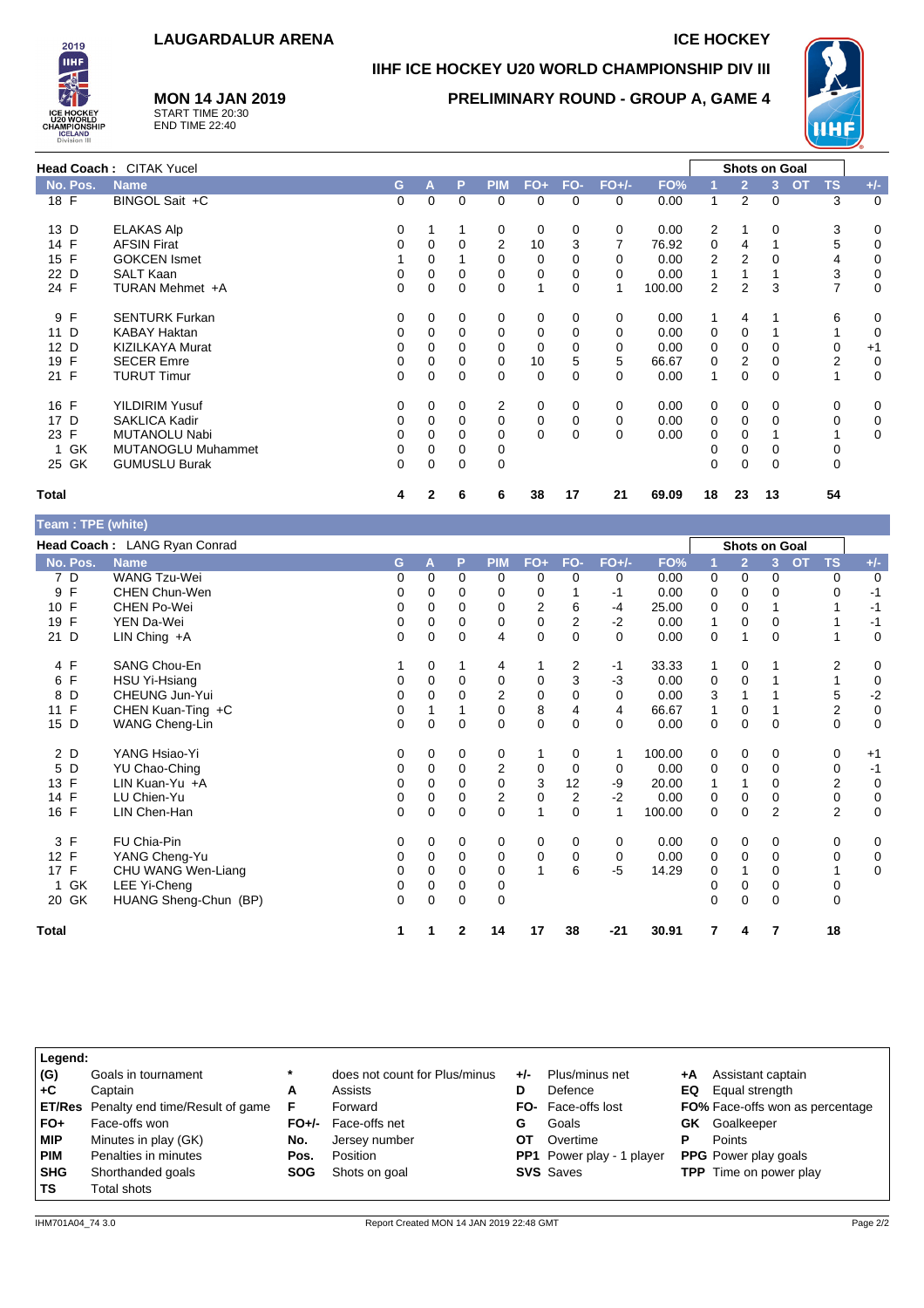# LAUGARDALUR ARENA

# ICE HOCKEY

## IIHF ICE HOCKEY U20 WORLD CHAMPIONSHIP DIV III

**MON 14 JAN 2019**
START TIME 20:30
END TIME 22:40

## PRELIMINARY ROUND - GROUP A, GAME 4

**Head Coach :** CITAK Yucel

| No. | Pos. | Name | G | A | P | PIM | FO+ | FO- | FO+/- | FO% | Shots on Goal 1 | 2 | 3 | OT | TS | +/- |
|---|---|---|---|---|---|---|---|---|---|---|---|---|---|---|---|---|
| 18 | F | BINGOL Sait +C | 0 | 0 | 0 | 0 | 0 | 0 | 0 | 0.00 | 1 | 2 | 0 | | 3 | 0 |
| 13 | D | ELAKAS Alp | 0 | 1 | 1 | 0 | 0 | 0 | 0 | 0.00 | 2 | 1 | 0 | | 3 | 0 |
| 14 | F | AFSIN Firat | 0 | 0 | 0 | 2 | 10 | 3 | 7 | 76.92 | 0 | 4 | 1 | | 5 | 0 |
| 15 | F | GOKCEN Ismet | 1 | 0 | 1 | 0 | 0 | 0 | 0 | 0.00 | 2 | 2 | 0 | | 4 | 0 |
| 22 | D | SALT Kaan | 0 | 0 | 0 | 0 | 0 | 0 | 0 | 0.00 | 1 | 1 | 1 | | 3 | 0 |
| 24 | F | TURAN Mehmet +A | 0 | 0 | 0 | 0 | 1 | 0 | 1 | 100.00 | 2 | 2 | 3 | | 7 | 0 |
| 9 | F | SENTURK Furkan | 0 | 0 | 0 | 0 | 0 | 0 | 0 | 0.00 | 1 | 4 | 1 | | 6 | 0 |
| 11 | D | KABAY Haktan | 0 | 0 | 0 | 0 | 0 | 0 | 0 | 0.00 | 0 | 0 | 1 | | 1 | 0 |
| 12 | D | KIZILKAYA Murat | 0 | 0 | 0 | 0 | 0 | 0 | 0 | 0.00 | 0 | 0 | 0 | | 0 | +1 |
| 19 | F | SECER Emre | 0 | 0 | 0 | 0 | 10 | 5 | 5 | 66.67 | 0 | 2 | 0 | | 2 | 0 |
| 21 | F | TURUT Timur | 0 | 0 | 0 | 0 | 0 | 0 | 0 | 0.00 | 1 | 0 | 0 | | 1 | 0 |
| 16 | F | YILDIRIM Yusuf | 0 | 0 | 0 | 2 | 0 | 0 | 0 | 0.00 | 0 | 0 | 0 | | 0 | 0 |
| 17 | D | SAKLICA Kadir | 0 | 0 | 0 | 0 | 0 | 0 | 0 | 0.00 | 0 | 0 | 0 | | 0 | 0 |
| 23 | F | MUTANOLU Nabi | 0 | 0 | 0 | 0 | 0 | 0 | 0 | 0.00 | 0 | 0 | 1 | | 1 | 0 |
| 1 | GK | MUTANOGLU Muhammet | 0 | 0 | 0 | 0 | | | | | 0 | 0 | 0 | | 0 | |
| 25 | GK | GUMUSLU Burak | 0 | 0 | 0 | 0 | | | | | 0 | 0 | 0 | | 0 | |
| **Total** | | | **4** | **2** | **6** | **6** | **38** | **17** | **21** | **69.09** | **18** | **23** | **13** | | **54** | |

**Team : TPE (white)**

**Head Coach :** LANG Ryan Conrad

| No. | Pos. | Name | G | A | P | PIM | FO+ | FO- | FO+/- | FO% | Shots on Goal 1 | 2 | 3 | OT | TS | +/- |
|---|---|---|---|---|---|---|---|---|---|---|---|---|---|---|---|---|
| 7 | D | WANG Tzu-Wei | 0 | 0 | 0 | 0 | 0 | 0 | 0 | 0.00 | 0 | 0 | 0 | | 0 | 0 |
| 9 | F | CHEN Chun-Wen | 0 | 0 | 0 | 0 | 0 | 1 | -1 | 0.00 | 0 | 0 | 0 | | 0 | -1 |
| 10 | F | CHEN Po-Wei | 0 | 0 | 0 | 0 | 2 | 6 | -4 | 25.00 | 0 | 0 | 1 | | 1 | -1 |
| 19 | F | YEN Da-Wei | 0 | 0 | 0 | 0 | 0 | 2 | -2 | 0.00 | 1 | 0 | 0 | | 1 | -1 |
| 21 | D | LIN Ching +A | 0 | 0 | 0 | 4 | 0 | 0 | 0 | 0.00 | 0 | 1 | 0 | | 1 | 0 |
| 4 | F | SANG Chou-En | 1 | 0 | 1 | 4 | 1 | 2 | -1 | 33.33 | 1 | 0 | 1 | | 2 | 0 |
| 6 | F | HSU Yi-Hsiang | 0 | 0 | 0 | 0 | 0 | 3 | -3 | 0.00 | 0 | 0 | 1 | | 1 | 0 |
| 8 | D | CHEUNG Jun-Yui | 0 | 0 | 0 | 2 | 0 | 0 | 0 | 0.00 | 3 | 1 | 1 | | 5 | -2 |
| 11 | F | CHEN Kuan-Ting +C | 0 | 1 | 1 | 0 | 8 | 4 | 4 | 66.67 | 1 | 0 | 1 | | 2 | 0 |
| 15 | D | WANG Cheng-Lin | 0 | 0 | 0 | 0 | 0 | 0 | 0 | 0.00 | 0 | 0 | 0 | | 0 | 0 |
| 2 | D | YANG Hsiao-Yi | 0 | 0 | 0 | 0 | 1 | 0 | 1 | 100.00 | 0 | 0 | 0 | | 0 | +1 |
| 5 | D | YU Chao-Ching | 0 | 0 | 0 | 2 | 0 | 0 | 0 | 0.00 | 0 | 0 | 0 | | 0 | -1 |
| 13 | F | LIN Kuan-Yu +A | 0 | 0 | 0 | 0 | 3 | 12 | -9 | 20.00 | 1 | 1 | 0 | | 2 | 0 |
| 14 | F | LU Chien-Yu | 0 | 0 | 0 | 2 | 0 | 2 | -2 | 0.00 | 0 | 0 | 0 | | 0 | 0 |
| 16 | F | LIN Chen-Han | 0 | 0 | 0 | 0 | 1 | 0 | 1 | 100.00 | 0 | 0 | 2 | | 2 | 0 |
| 3 | F | FU Chia-Pin | 0 | 0 | 0 | 0 | 0 | 0 | 0 | 0.00 | 0 | 0 | 0 | | 0 | 0 |
| 12 | F | YANG Cheng-Yu | 0 | 0 | 0 | 0 | 0 | 0 | 0 | 0.00 | 0 | 0 | 0 | | 0 | 0 |
| 17 | F | CHU WANG Wen-Liang | 0 | 0 | 0 | 0 | 1 | 6 | -5 | 14.29 | 0 | 1 | 0 | | 1 | 0 |
| 1 | GK | LEE Yi-Cheng | 0 | 0 | 0 | 0 | | | | | 0 | 0 | 0 | | 0 | |
| 20 | GK | HUANG Sheng-Chun (BP) | 0 | 0 | 0 | 0 | | | | | 0 | 0 | 0 | | 0 | |
| **Total** | | | **1** | **1** | **2** | **14** | **17** | **38** | **-21** | **30.91** | **7** | **4** | **7** | | **18** | |

**Legend:**

| | | | | | | | |
|---|---|---|---|---|---|---|---|
| (G) | Goals in tournament | * | does not count for Plus/minus | +/- | Plus/minus net | +A | Assistant captain |
| +C | Captain | A | Assists | D | Defence | EQ | Equal strength |
| ET/Res | Penalty end time/Result of game | F | Forward | FO- | Face-offs lost | FO% | Face-offs won as percentage |
| FO+ | Face-offs won | FO+/- | Face-offs net | G | Goals | GK | Goalkeeper |
| MIP | Minutes in play (GK) | No. | Jersey number | OT | Overtime | P | Points |
| PIM | Penalties in minutes | Pos. | Position | PP1 | Power play - 1 player | PPG | Power play goals |
| SHG | Shorthanded goals | SOG | Shots on goal | SVS | Saves | TPP | Time on power play |
| TS | Total shots | | | | | | |

IHM701A04_74 3.0 Report Created MON 14 JAN 2019 22:48 GMT